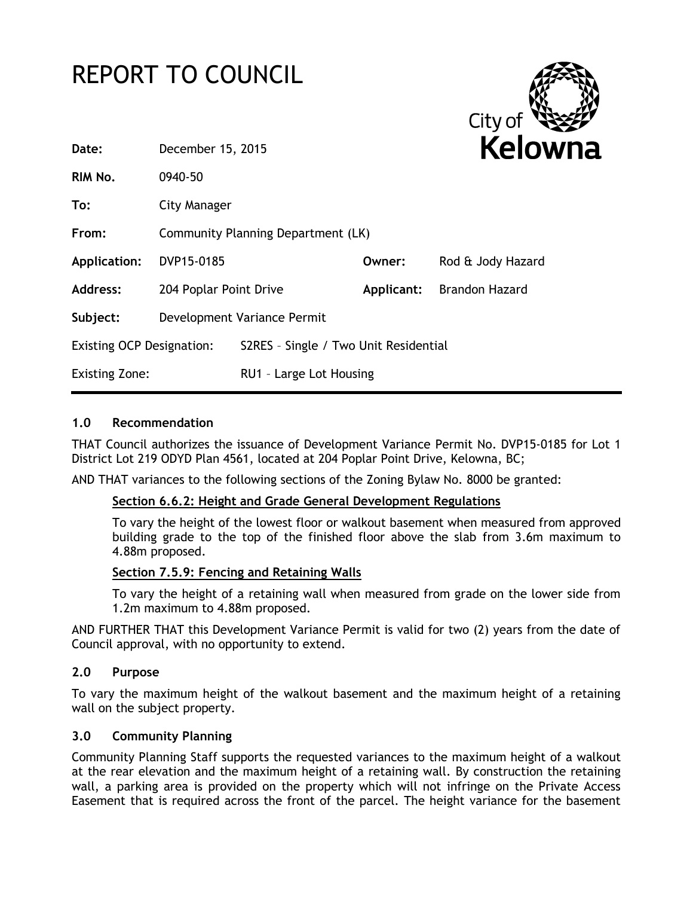# REPORT TO COUNCIL

City of **Kelowna**

| | | | |
|---|---|---|---|
| **Date:** | December 15, 2015 | | |
| **RIM No.** | 0940-50 | | |
| **To:** | City Manager | | |
| **From:** | Community Planning Department (LK) | | |
| **Application:** | DVP15-0185 | **Owner:** | Rod & Jody Hazard |
| **Address:** | 204 Poplar Point Drive | **Applicant:** | Brandon Hazard |
| **Subject:** | Development Variance Permit | | |
| Existing OCP Designation: | S2RES – Single / Two Unit Residential | | |
| Existing Zone: | RU1 – Large Lot Housing | | |

## 1.0 Recommendation

THAT Council authorizes the issuance of Development Variance Permit No. DVP15-0185 for Lot 1 District Lot 219 ODYD Plan 4561, located at 204 Poplar Point Drive, Kelowna, BC;

AND THAT variances to the following sections of the Zoning Bylaw No. 8000 be granted:

**Section 6.6.2: Height and Grade General Development Regulations**

To vary the height of the lowest floor or walkout basement when measured from approved building grade to the top of the finished floor above the slab from 3.6m maximum to 4.88m proposed.

**Section 7.5.9: Fencing and Retaining Walls**

To vary the height of a retaining wall when measured from grade on the lower side from 1.2m maximum to 4.88m proposed.

AND FURTHER THAT this Development Variance Permit is valid for two (2) years from the date of Council approval, with no opportunity to extend.

## 2.0 Purpose

To vary the maximum height of the walkout basement and the maximum height of a retaining wall on the subject property.

## 3.0 Community Planning

Community Planning Staff supports the requested variances to the maximum height of a walkout at the rear elevation and the maximum height of a retaining wall. By construction the retaining wall, a parking area is provided on the property which will not infringe on the Private Access Easement that is required across the front of the parcel. The height variance for the basement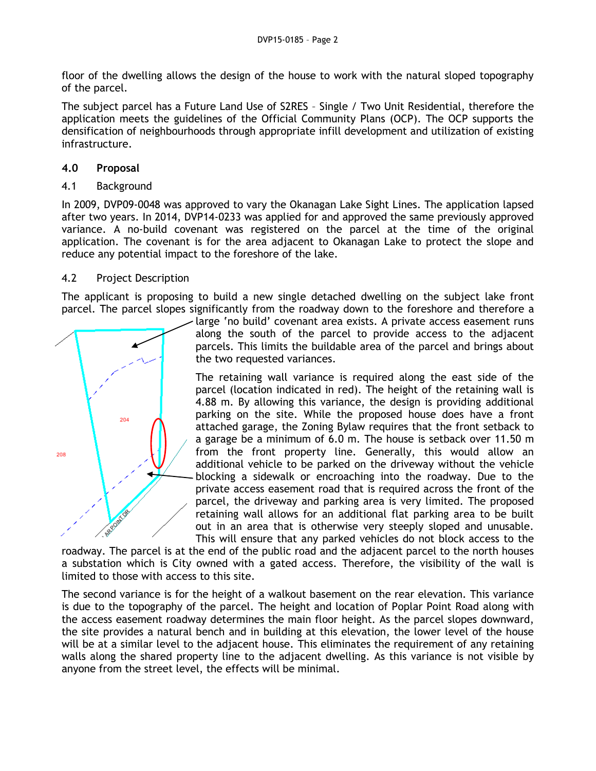floor of the dwelling allows the design of the house to work with the natural sloped topography of the parcel.

The subject parcel has a Future Land Use of S2RES – Single / Two Unit Residential, therefore the application meets the guidelines of the Official Community Plans (OCP). The OCP supports the densification of neighbourhoods through appropriate infill development and utilization of existing infrastructure.

## 4.0 Proposal

### 4.1 Background

In 2009, DVP09-0048 was approved to vary the Okanagan Lake Sight Lines. The application lapsed after two years. In 2014, DVP14-0233 was applied for and approved the same previously approved variance. A no-build covenant was registered on the parcel at the time of the original application. The covenant is for the area adjacent to Okanagan Lake to protect the slope and reduce any potential impact to the foreshore of the lake.

### 4.2 Project Description

The applicant is proposing to build a new single detached dwelling on the subject lake front parcel. The parcel slopes significantly from the roadway down to the foreshore and therefore a large 'no build' covenant area exists. A private access easement runs along the south of the parcel to provide access to the adjacent parcels. This limits the buildable area of the parcel and brings about the two requested variances.

The retaining wall variance is required along the east side of the parcel (location indicated in red). The height of the retaining wall is 4.88 m. By allowing this variance, the design is providing additional parking on the site. While the proposed house does have a front attached garage, the Zoning Bylaw requires that the front setback to a garage be a minimum of 6.0 m. The house is setback over 11.50 m from the front property line. Generally, this would allow an additional vehicle to be parked on the driveway without the vehicle blocking a sidewalk or encroaching into the roadway. Due to the private access easement road that is required across the front of the parcel, the driveway and parking area is very limited. The proposed retaining wall allows for an additional flat parking area to be built out in an area that is otherwise very steeply sloped and unusable. This will ensure that any parked vehicles do not block access to the roadway. The parcel is at the end of the public road and the adjacent parcel to the north houses a substation which is City owned with a gated access. Therefore, the visibility of the wall is limited to those with access to this site.

The second variance is for the height of a walkout basement on the rear elevation. This variance is due to the topography of the parcel. The height and location of Poplar Point Road along with the access easement roadway determines the main floor height. As the parcel slopes downward, the site provides a natural bench and in building at this elevation, the lower level of the house will be at a similar level to the adjacent house. This eliminates the requirement of any retaining walls along the shared property line to the adjacent dwelling. As this variance is not visible by anyone from the street level, the effects will be minimal.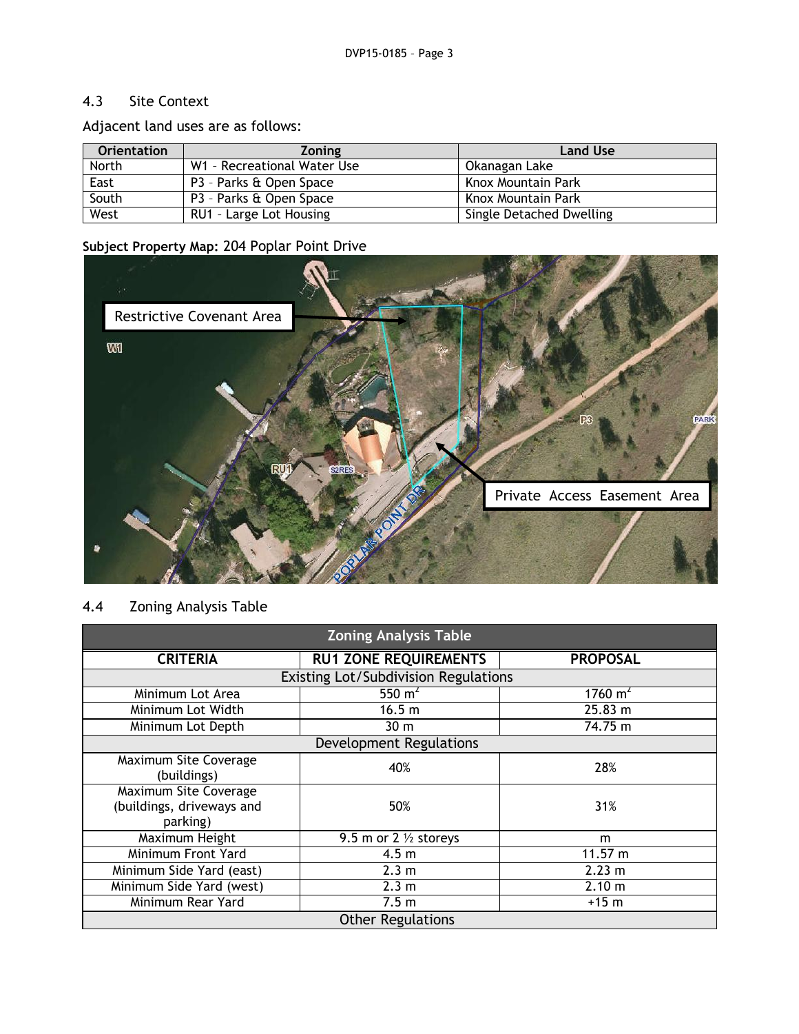## 4.3 Site Context

Adjacent land uses are as follows:

| Orientation | Zoning | Land Use |
|---|---|---|
| North | W1 – Recreational Water Use | Okanagan Lake |
| East | P3 – Parks & Open Space | Knox Mountain Park |
| South | P3 – Parks & Open Space | Knox Mountain Park |
| West | RU1 – Large Lot Housing | Single Detached Dwelling |

**Subject Property Map:** 204 Poplar Point Drive

## 4.4 Zoning Analysis Table

| Zoning Analysis Table | | |
|---|---|---|
| **CRITERIA** | **RU1 ZONE REQUIREMENTS** | **PROPOSAL** |
| Existing Lot/Subdivision Regulations | | |
| Minimum Lot Area | 550 $m^2$ | 1760 $m^2$ |
| Minimum Lot Width | 16.5 m | 25.83 m |
| Minimum Lot Depth | 30 m | 74.75 m |
| Development Regulations | | |
| Maximum Site Coverage (buildings) | 40% | 28% |
| Maximum Site Coverage (buildings, driveways and parking) | 50% | 31% |
| Maximum Height | 9.5 m or 2 ½ storeys | m |
| Minimum Front Yard | 4.5 m | 11.57 m |
| Minimum Side Yard (east) | 2.3 m | 2.23 m |
| Minimum Side Yard (west) | 2.3 m | 2.10 m |
| Minimum Rear Yard | 7.5 m | +15 m |
| Other Regulations | | |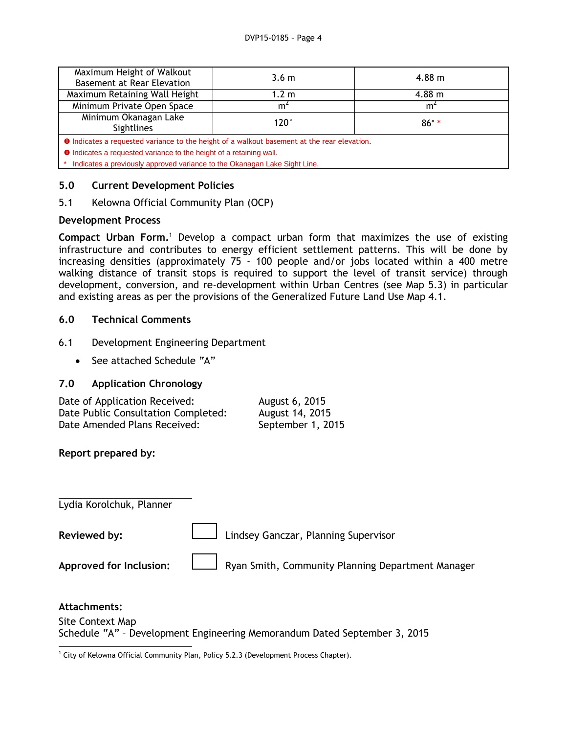| Maximum Height of Walkout Basement at Rear Elevation | 3.6 m | 4.88 m |
|---|---|---|
| Maximum Retaining Wall Height | 1.2 m | 4.88 m |
| Minimum Private Open Space | $m^2$ | $m^2$ |
| Minimum Okanagan Lake Sightlines | 120° | 86° * |

❶ Indicates a requested variance to the height of a walkout basement at the rear elevation.

❶ Indicates a requested variance to the height of a retaining wall.

* Indicates a previously approved variance to the Okanagan Lake Sight Line.

## 5.0 Current Development Policies

### 5.1 Kelowna Official Community Plan (OCP)

**Development Process**

**Compact Urban Form.**[1] Develop a compact urban form that maximizes the use of existing infrastructure and contributes to energy efficient settlement patterns. This will be done by increasing densities (approximately 75 - 100 people and/or jobs located within a 400 metre walking distance of transit stops is required to support the level of transit service) through development, conversion, and re-development within Urban Centres (see Map 5.3) in particular and existing areas as per the provisions of the Generalized Future Land Use Map 4.1.

## 6.0 Technical Comments

### 6.1 Development Engineering Department

- See attached Schedule "A"

## 7.0 Application Chronology

Date of Application Received: August 6, 2015
Date Public Consultation Completed: August 14, 2015
Date Amended Plans Received: September 1, 2015

**Report prepared by:**

Lydia Korolchuk, Planner

**Reviewed by:** Lindsey Ganczar, Planning Supervisor

**Approved for Inclusion:** Ryan Smith, Community Planning Department Manager

**Attachments:**

Site Context Map
Schedule "A" – Development Engineering Memorandum Dated September 3, 2015

[1] City of Kelowna Official Community Plan, Policy 5.2.3 (Development Process Chapter).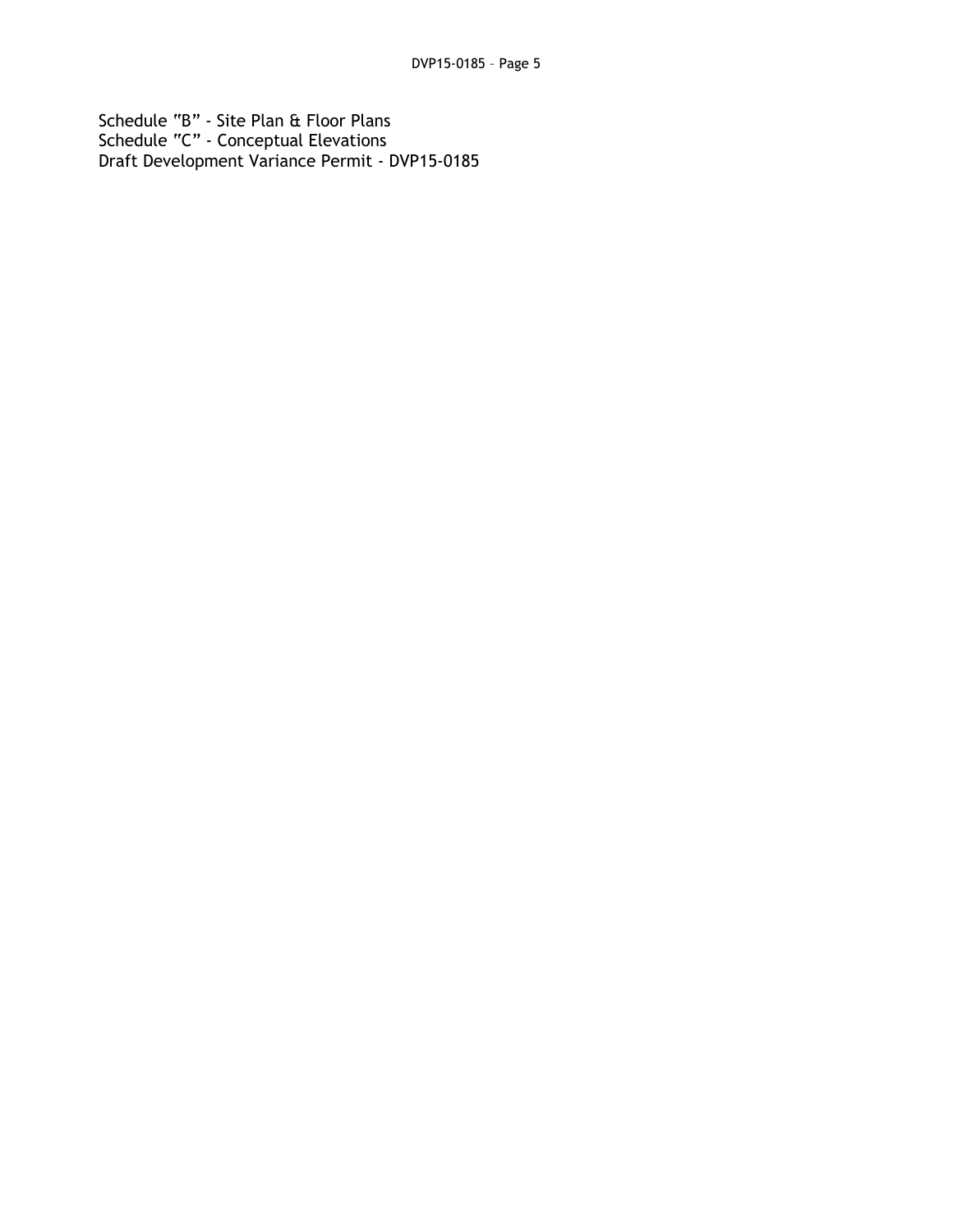Schedule "B" - Site Plan & Floor Plans
Schedule "C" - Conceptual Elevations
Draft Development Variance Permit - DVP15-0185